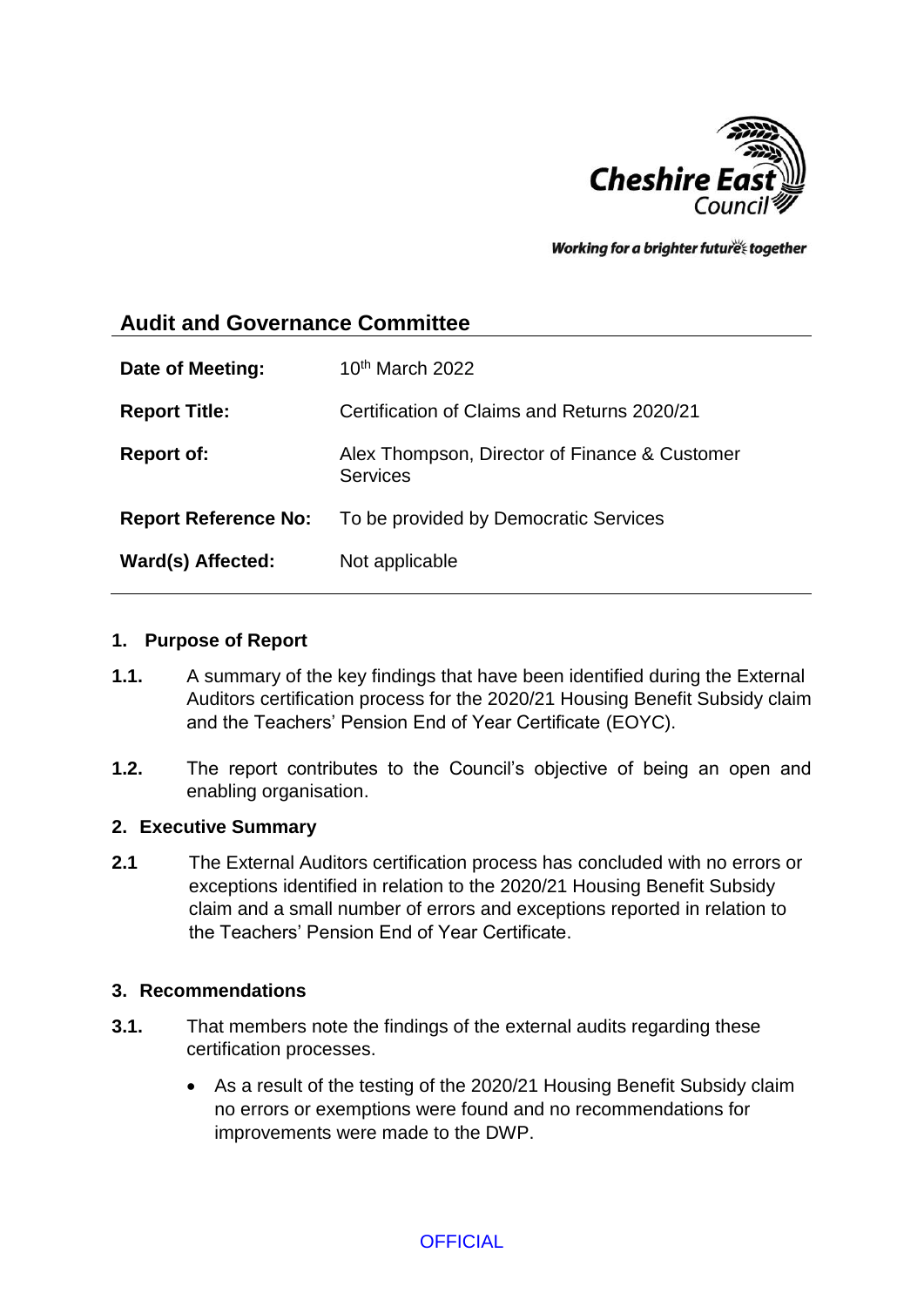## Audit and Governance Committee

| | |
|---|---|
| **Date of Meeting:** | 10th March 2022 |
| **Report Title:** | Certification of Claims and Returns 2020/21 |
| **Report of:** | Alex Thompson, Director of Finance & Customer Services |
| **Report Reference No:** | To be provided by Democratic Services |
| **Ward(s) Affected:** | Not applicable |

### 1. Purpose of Report

**1.1.** A summary of the key findings that have been identified during the External Auditors certification process for the 2020/21 Housing Benefit Subsidy claim and the Teachers' Pension End of Year Certificate (EOYC).

**1.2.** The report contributes to the Council's objective of being an open and enabling organisation.

### 2. Executive Summary

**2.1** The External Auditors certification process has concluded with no errors or exceptions identified in relation to the 2020/21 Housing Benefit Subsidy claim and a small number of errors and exceptions reported in relation to the Teachers' Pension End of Year Certificate.

### 3. Recommendations

**3.1.** That members note the findings of the external audits regarding these certification processes.

- As a result of the testing of the 2020/21 Housing Benefit Subsidy claim no errors or exemptions were found and no recommendations for improvements were made to the DWP.

OFFICIAL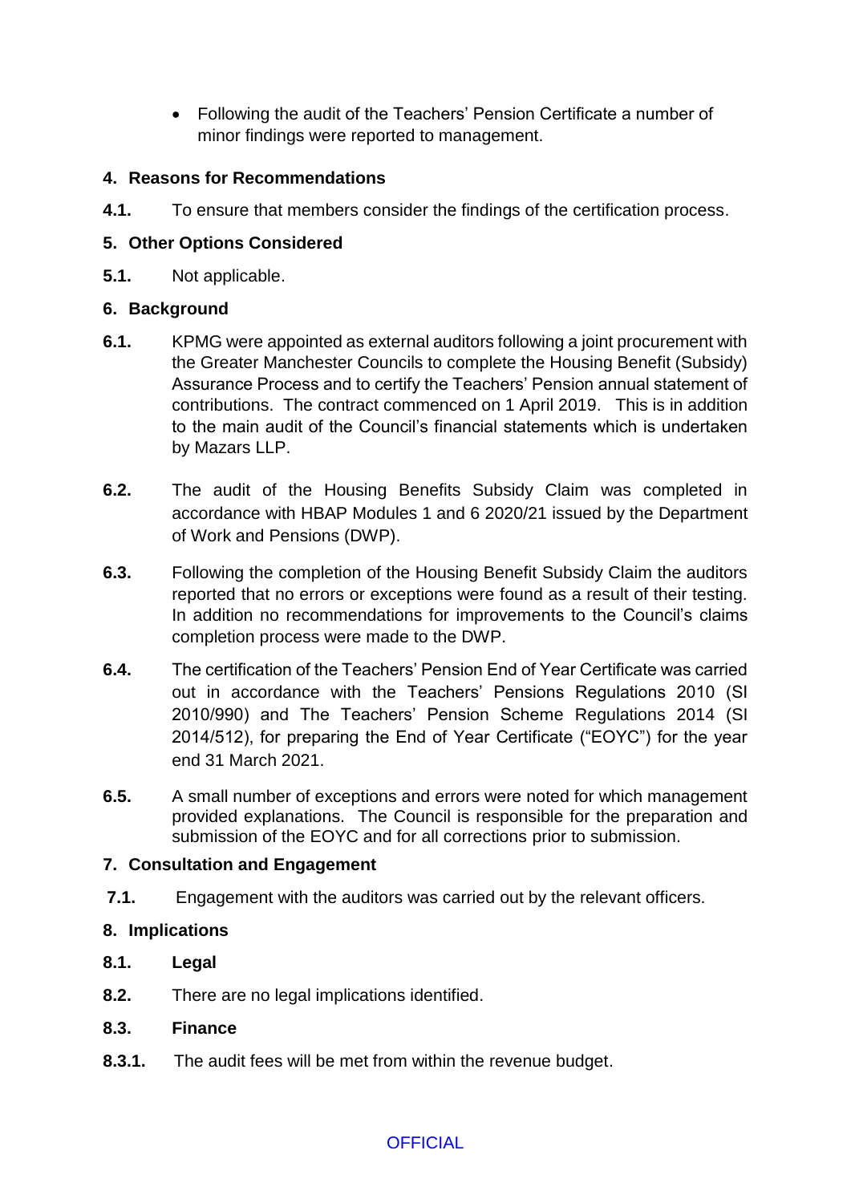- Following the audit of the Teachers' Pension Certificate a number of minor findings were reported to management.

## 4. Reasons for Recommendations

**4.1.** To ensure that members consider the findings of the certification process.

## 5. Other Options Considered

**5.1.** Not applicable.

## 6. Background

**6.1.** KPMG were appointed as external auditors following a joint procurement with the Greater Manchester Councils to complete the Housing Benefit (Subsidy) Assurance Process and to certify the Teachers' Pension annual statement of contributions. The contract commenced on 1 April 2019. This is in addition to the main audit of the Council's financial statements which is undertaken by Mazars LLP.

**6.2.** The audit of the Housing Benefits Subsidy Claim was completed in accordance with HBAP Modules 1 and 6 2020/21 issued by the Department of Work and Pensions (DWP).

**6.3.** Following the completion of the Housing Benefit Subsidy Claim the auditors reported that no errors or exceptions were found as a result of their testing. In addition no recommendations for improvements to the Council's claims completion process were made to the DWP.

**6.4.** The certification of the Teachers' Pension End of Year Certificate was carried out in accordance with the Teachers' Pensions Regulations 2010 (SI 2010/990) and The Teachers' Pension Scheme Regulations 2014 (SI 2014/512), for preparing the End of Year Certificate ("EOYC") for the year end 31 March 2021.

**6.5.** A small number of exceptions and errors were noted for which management provided explanations. The Council is responsible for the preparation and submission of the EOYC and for all corrections prior to submission.

## 7. Consultation and Engagement

**7.1.** Engagement with the auditors was carried out by the relevant officers.

## 8. Implications

**8.1. Legal**

**8.2.** There are no legal implications identified.

**8.3. Finance**

**8.3.1.** The audit fees will be met from within the revenue budget.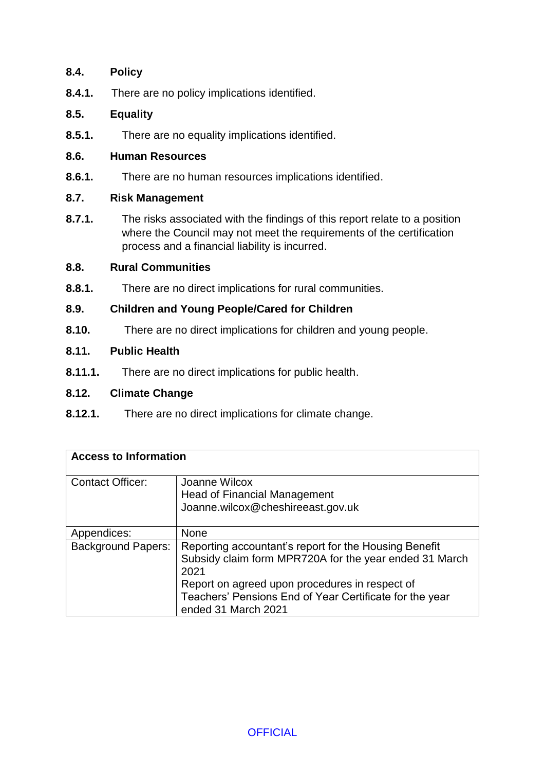**8.4. Policy**

**8.4.1.** There are no policy implications identified.

**8.5. Equality**

**8.5.1.** There are no equality implications identified.

**8.6. Human Resources**

**8.6.1.** There are no human resources implications identified.

**8.7. Risk Management**

**8.7.1.** The risks associated with the findings of this report relate to a position where the Council may not meet the requirements of the certification process and a financial liability is incurred.

**8.8. Rural Communities**

**8.8.1.** There are no direct implications for rural communities.

**8.9. Children and Young People/Cared for Children**

**8.10.** There are no direct implications for children and young people.

**8.11. Public Health**

**8.11.1.** There are no direct implications for public health.

**8.12. Climate Change**

**8.12.1.** There are no direct implications for climate change.

| **Access to Information** | |
|---|---|
| Contact Officer: | Joanne Wilcox<br>Head of Financial Management<br>Joanne.wilcox@cheshireeast.gov.uk |
| Appendices: | None |
| Background Papers: | Reporting accountant's report for the Housing Benefit Subsidy claim form MPR720A for the year ended 31 March 2021<br>Report on agreed upon procedures in respect of Teachers' Pensions End of Year Certificate for the year ended 31 March 2021 |